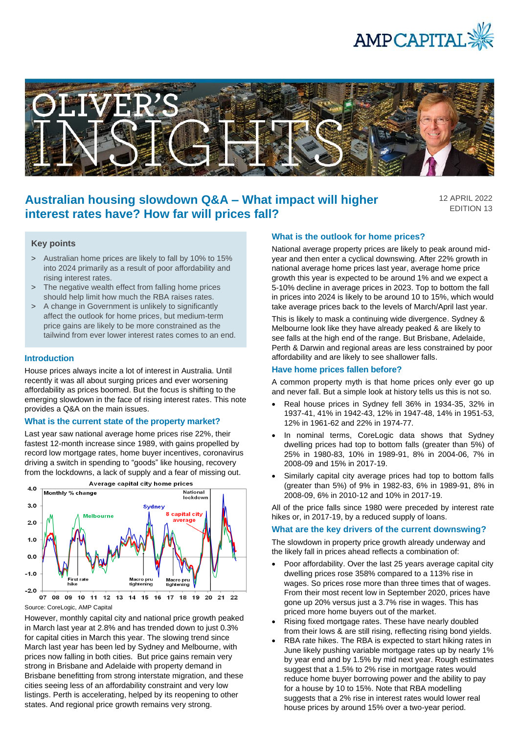# Australian housing slowdown Q&A – What impact will higher interest rates have? How far will prices fall?

12 APRIL 2022
EDITION 13

### Key points

- Australian home prices are likely to fall by 10% to 15% into 2024 primarily as a result of poor affordability and rising interest rates.
- The negative wealth effect from falling home prices should help limit how much the RBA raises rates.
- A change in Government is unlikely to significantly affect the outlook for home prices, but medium-term price gains are likely to be more constrained as the tailwind from ever lower interest rates comes to an end.

### Introduction

House prices always incite a lot of interest in Australia. Until recently it was all about surging prices and ever worsening affordability as prices boomed. But the focus is shifting to the emerging slowdown in the face of rising interest rates. This note provides a Q&A on the main issues.

### What is the current state of the property market?

Last year saw national average home prices rise 22%, their fastest 12-month increase since 1989, with gains propelled by record low mortgage rates, home buyer incentives, coronavirus driving a switch in spending to "goods" like housing, recovery from the lockdowns, a lack of supply and a fear of missing out.

Average capital city home prices

Source: CoreLogic, AMP Capital

However, monthly capital city and national price growth peaked in March last year at 2.8% and has trended down to just 0.3% for capital cities in March this year. The slowing trend since March last year has been led by Sydney and Melbourne, with prices now falling in both cities. But price gains remain very strong in Brisbane and Adelaide with property demand in Brisbane benefitting from strong interstate migration, and these cities seeing less of an affordability constraint and very low listings. Perth is accelerating, helped by its reopening to other states. And regional price growth remains very strong.

### What is the outlook for home prices?

National average property prices are likely to peak around mid-year and then enter a cyclical downswing. After 22% growth in national average home prices last year, average home price growth this year is expected to be around 1% and we expect a 5-10% decline in average prices in 2023. Top to bottom the fall in prices into 2024 is likely to be around 10 to 15%, which would take average prices back to the levels of March/April last year.

This is likely to mask a continuing wide divergence. Sydney & Melbourne look like they have already peaked & are likely to see falls at the high end of the range. But Brisbane, Adelaide, Perth & Darwin and regional areas are less constrained by poor affordability and are likely to see shallower falls.

### Have home prices fallen before?

A common property myth is that home prices only ever go up and never fall. But a simple look at history tells us this is not so.

- Real house prices in Sydney fell 36% in 1934-35, 32% in 1937-41, 41% in 1942-43, 12% in 1947-48, 14% in 1951-53, 12% in 1961-62 and 22% in 1974-77.
- In nominal terms, CoreLogic data shows that Sydney dwelling prices had top to bottom falls (greater than 5%) of 25% in 1980-83, 10% in 1989-91, 8% in 2004-06, 7% in 2008-09 and 15% in 2017-19.
- Similarly capital city average prices had top to bottom falls (greater than 5%) of 9% in 1982-83, 6% in 1989-91, 8% in 2008-09, 6% in 2010-12 and 10% in 2017-19.

All of the price falls since 1980 were preceded by interest rate hikes or, in 2017-19, by a reduced supply of loans.

### What are the key drivers of the current downswing?

The slowdown in property price growth already underway and the likely fall in prices ahead reflects a combination of:

- Poor affordability. Over the last 25 years average capital city dwelling prices rose 358% compared to a 113% rise in wages. So prices rose more than three times that of wages. From their most recent low in September 2020, prices have gone up 20% versus just a 3.7% rise in wages. This has priced more home buyers out of the market.
- Rising fixed mortgage rates. These have nearly doubled from their lows & are still rising, reflecting rising bond yields.
- RBA rate hikes. The RBA is expected to start hiking rates in June likely pushing variable mortgage rates up by nearly 1% by year end and by 1.5% by mid next year. Rough estimates suggest that a 1.5% to 2% rise in mortgage rates would reduce home buyer borrowing power and the ability to pay for a house by 10 to 15%. Note that RBA modelling suggests that a 2% rise in interest rates would lower real house prices by around 15% over a two-year period.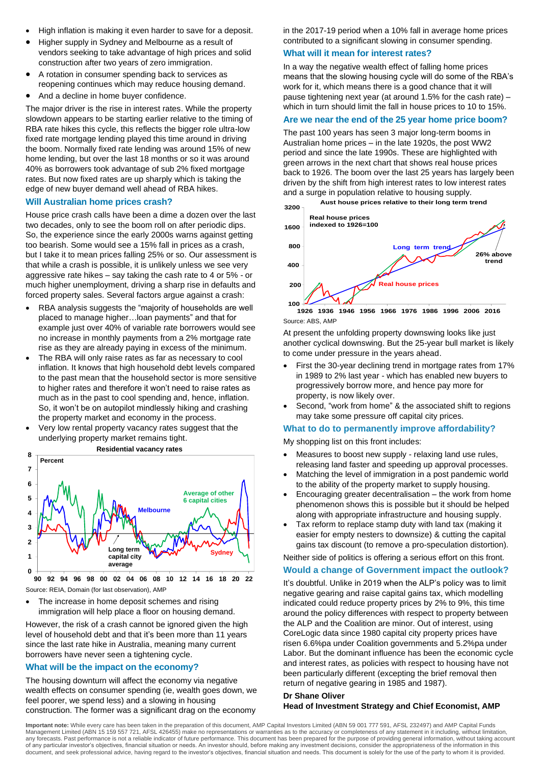- High inflation is making it even harder to save for a deposit.
- Higher supply in Sydney and Melbourne as a result of vendors seeking to take advantage of high prices and solid construction after two years of zero immigration.
- A rotation in consumer spending back to services as reopening continues which may reduce housing demand.
- And a decline in home buyer confidence.

The major driver is the rise in interest rates. While the property slowdown appears to be starting earlier relative to the timing of RBA rate hikes this cycle, this reflects the bigger role ultra-low fixed rate mortgage lending played this time around in driving the boom. Normally fixed rate lending was around 15% of new home lending, but over the last 18 months or so it was around 40% as borrowers took advantage of sub 2% fixed mortgage rates. But now fixed rates are up sharply which is taking the edge of new buyer demand well ahead of RBA hikes.

## Will Australian home prices crash?

House price crash calls have been a dime a dozen over the last two decades, only to see the boom roll on after periodic dips. So, the experience since the early 2000s warns against getting too bearish. Some would see a 15% fall in house prices as a crash, but I take it to mean prices falling 25% or so. Our assessment is that while a crash is possible, it is unlikely unless we see very aggressive rate hikes – say taking the cash rate to 4 or 5% - or much higher unemployment, driving a sharp rise in defaults and forced property sales. Several factors argue against a crash:

- RBA analysis suggests the "majority of households are well placed to manage higher…loan payments" and that for example just over 40% of variable rate borrowers would see no increase in monthly payments from a 2% mortgage rate rise as they are already paying in excess of the minimum.
- The RBA will only raise rates as far as necessary to cool inflation. It knows that high household debt levels compared to the past mean that the household sector is more sensitive to higher rates and therefore it won't need to raise rates as much as in the past to cool spending and, hence, inflation. So, it won't be on autopilot mindlessly hiking and crashing the property market and economy in the process.
- Very low rental property vacancy rates suggest that the underlying property market remains tight.

Residential vacancy rates

Percent

8
7
6
5
4
3
2
1
0

Average of other 6 capital cities

Melbourne

Long term capital city average

Sydney

90 92 94 96 98 00 02 04 06 08 10 12 14 16 18 20 22

Source: REIA, Domain (for last observation), AMP

- The increase in home deposit schemes and rising immigration will help place a floor on housing demand.

However, the risk of a crash cannot be ignored given the high level of household debt and that it's been more than 11 years since the last rate hike in Australia, meaning many current borrowers have never seen a tightening cycle.

## What will be the impact on the economy?

The housing downturn will affect the economy via negative wealth effects on consumer spending (ie, wealth goes down, we feel poorer, we spend less) and a slowing in housing construction. The former was a significant drag on the economy in the 2017-19 period when a 10% fall in average home prices contributed to a significant slowing in consumer spending.

## What will it mean for interest rates?

In a way the negative wealth effect of falling home prices means that the slowing housing cycle will do some of the RBA's work for it, which means there is a good chance that it will pause tightening next year (at around 1.5% for the cash rate) – which in turn should limit the fall in house prices to 10 to 15%.

## Are we near the end of the 25 year home price boom?

The past 100 years has seen 3 major long-term booms in Australian home prices – in the late 1920s, the post WW2 period and since the late 1990s. These are highlighted with green arrows in the next chart that shows real house prices back to 1926. The boom over the last 25 years has largely been driven by the shift from high interest rates to low interest rates and a surge in population relative to housing supply.

Aust house prices relative to their long term trend

3200
1600
800
400
200
100

Real house prices indexed to 1926=100

Long term trend

26% above trend

Real house prices

1926 1936 1946 1956 1966 1976 1986 1996 2006 2016

Source: ABS, AMP

At present the unfolding property downswing looks like just another cyclical downswing. But the 25-year bull market is likely to come under pressure in the years ahead.

- First the 30-year declining trend in mortgage rates from 17% in 1989 to 2% last year - which has enabled new buyers to progressively borrow more, and hence pay more for property, is now likely over.
- Second, "work from home" & the associated shift to regions may take some pressure off capital city prices.

## What to do to permanently improve affordability?

My shopping list on this front includes:

- Measures to boost new supply - relaxing land use rules, releasing land faster and speeding up approval processes.
- Matching the level of immigration in a post pandemic world to the ability of the property market to supply housing.
- Encouraging greater decentralisation – the work from home phenomenon shows this is possible but it should be helped along with appropriate infrastructure and housing supply.
- Tax reform to replace stamp duty with land tax (making it easier for empty nesters to downsize) & cutting the capital gains tax discount (to remove a pro-speculation distortion).

Neither side of politics is offering a serious effort on this front.

## Would a change of Government impact the outlook?

It's doubtful. Unlike in 2019 when the ALP's policy was to limit negative gearing and raise capital gains tax, which modelling indicated could reduce property prices by 2% to 9%, this time around the policy differences with respect to property between the ALP and the Coalition are minor. Out of interest, using CoreLogic data since 1980 capital city property prices have risen 6.6%pa under Coalition governments and 5.2%pa under Labor. But the dominant influence has been the economic cycle and interest rates, as policies with respect to housing have not been particularly different (excepting the brief removal then return of negative gearing in 1985 and 1987).

**Dr Shane Oliver**
**Head of Investment Strategy and Chief Economist, AMP**

**Important note:** While every care has been taken in the preparation of this document, AMP Capital Investors Limited (ABN 59 001 777 591, AFSL 232497) and AMP Capital Funds Management Limited (ABN 15 159 557 721, AFSL 426455) make no representations or warranties as to the accuracy or completeness of any statement in it including, without limitation, any forecasts. Past performance is not a reliable indicator of future performance. This document has been prepared for the purpose of providing general information, without taking account of any particular investor's objectives, financial situation or needs. An investor should, before making any investment decisions, consider the appropriateness of the information in this document, and seek professional advice, having regard to the investor's objectives, financial situation and needs. This document is solely for the use of the party to whom it is provided.